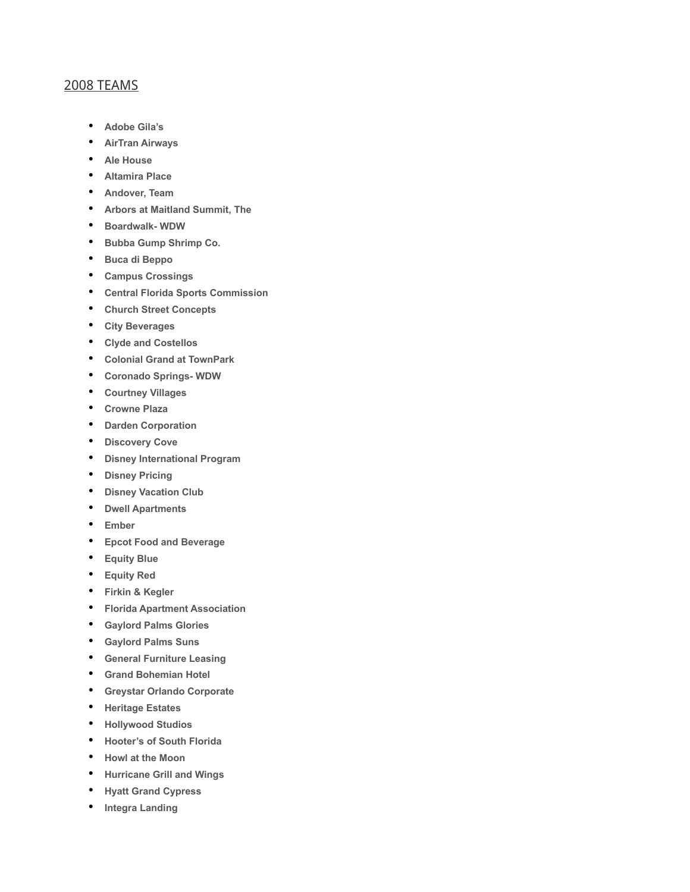## 2008 TEAMS

- **Adobe Gila's**
- **AirTran Airways**
- **Ale House**
- **Altamira Place**
- **Andover, Team**
- **Arbors at Maitland Summit, The**
- **Boardwalk- WDW**
- **Bubba Gump Shrimp Co.**
- **Buca di Beppo**
- **Campus Crossings**
- **Central Florida Sports Commission**
- **Church Street Concepts**
- **City Beverages**
- **Clyde and Costellos**
- **Colonial Grand at TownPark**
- **Coronado Springs- WDW**
- **Courtney Villages**
- **Crowne Plaza**
- **Darden Corporation**
- **Discovery Cove**
- **Disney International Program**
- **Disney Pricing**
- **Disney Vacation Club**
- **Dwell Apartments**
- **Ember**
- **Epcot Food and Beverage**
- **Equity Blue**
- **Equity Red**
- **Firkin & Kegler**
- **Florida Apartment Association**
- **Gaylord Palms Glories**
- **Gaylord Palms Suns**
- **General Furniture Leasing**
- **Grand Bohemian Hotel**
- **Greystar Orlando Corporate**
- **Heritage Estates**
- **Hollywood Studios**
- **Hooter's of South Florida**
- **Howl at the Moon**
- **Hurricane Grill and Wings**
- **Hyatt Grand Cypress**
- **Integra Landing**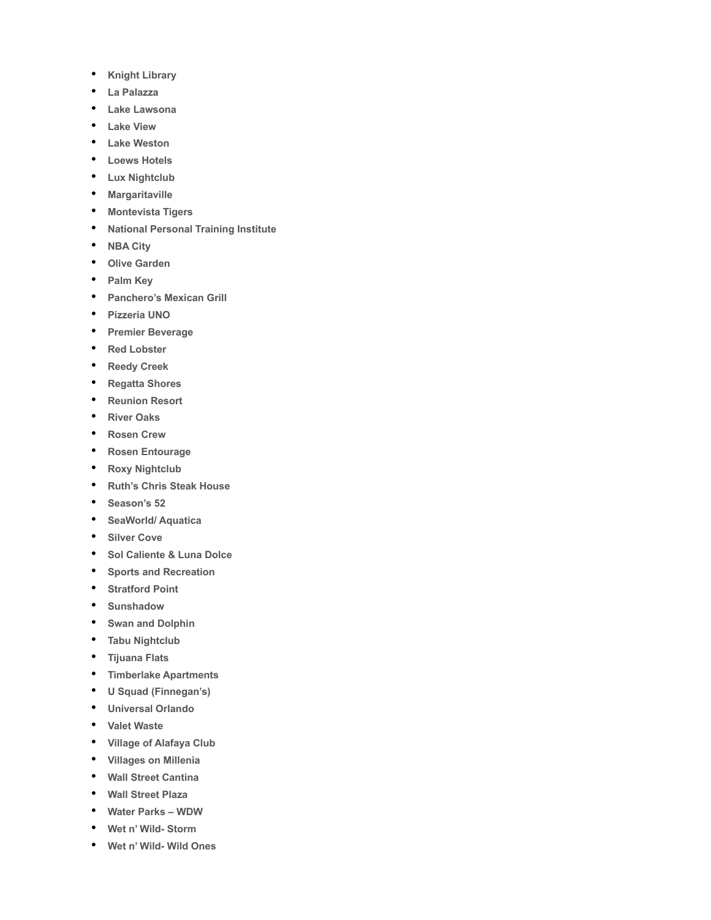- **Knight Library**
- **La Palazza**
- **Lake Lawsona**
- **Lake View**
- **Lake Weston**
- **Loews Hotels**
- **Lux Nightclub**
- **Margaritaville**
- **Montevista Tigers**
- **National Personal Training Institute**
- **NBA City**
- **Olive Garden**
- **Palm Key**
- **Panchero's Mexican Grill**
- **Pizzeria UNO**
- **Premier Beverage**
- **Red Lobster**
- **Reedy Creek**
- **Regatta Shores**
- **Reunion Resort**
- **River Oaks**
- **Rosen Crew**
- **Rosen Entourage**
- **Roxy Nightclub**
- **Ruth's Chris Steak House**
- **Season's 52**
- **SeaWorld/ Aquatica**
- **Silver Cove**
- **Sol Caliente & Luna Dolce**
- **Sports and Recreation**
- **Stratford Point**
- **Sunshadow**
- **Swan and Dolphin**
- **Tabu Nightclub**
- **Tijuana Flats**
- **Timberlake Apartments**
- **U Squad (Finnegan's)**
- **Universal Orlando**
- **Valet Waste**
- **Village of Alafaya Club**
- **Villages on Millenia**
- **Wall Street Cantina**
- **Wall Street Plaza**
- **Water Parks – WDW**
- **Wet n' Wild- Storm**
- **Wet n' Wild- Wild Ones**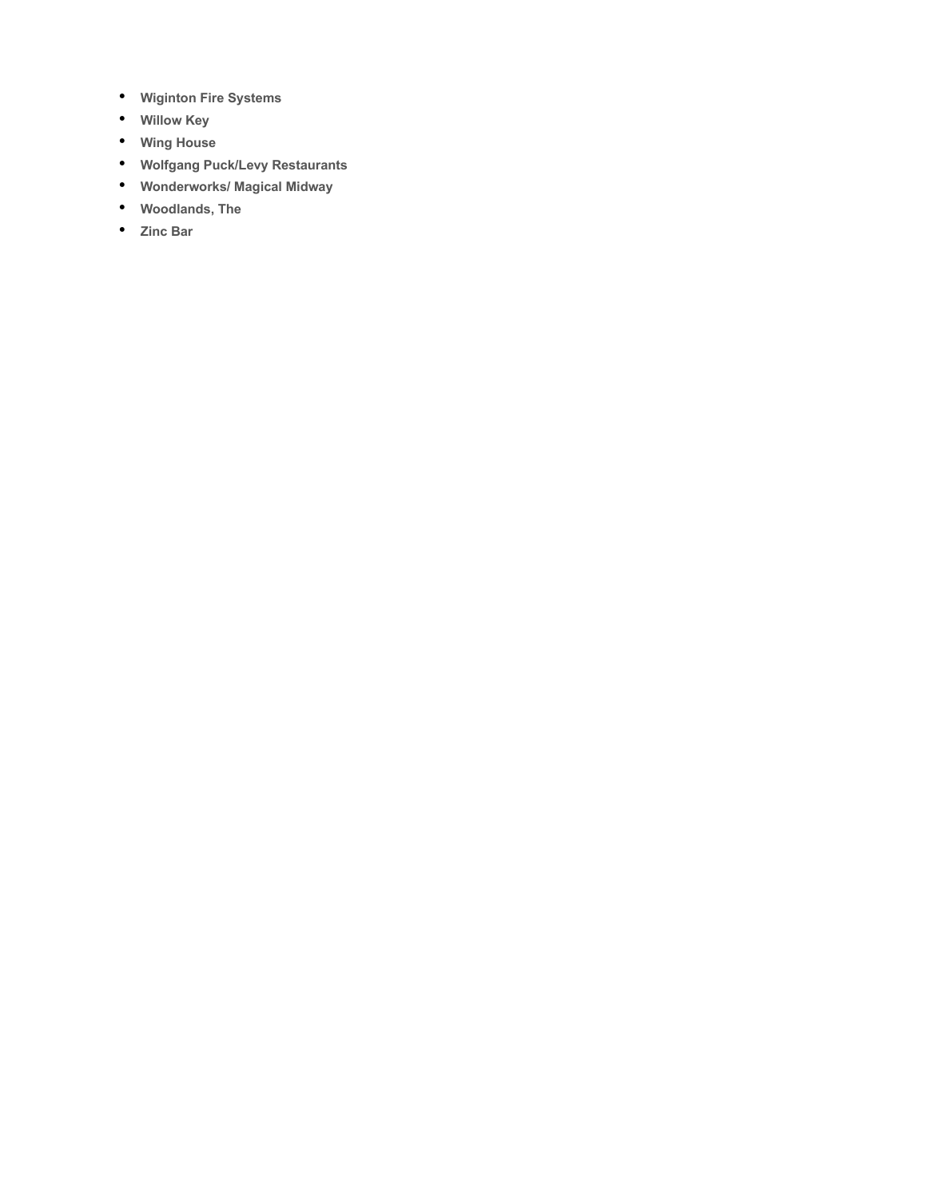- **Wiginton Fire Systems**
- **Willow Key**
- **Wing House**
- **Wolfgang Puck/Levy Restaurants**
- **Wonderworks/ Magical Midway**
- **Woodlands, The**
- **Zinc Bar**